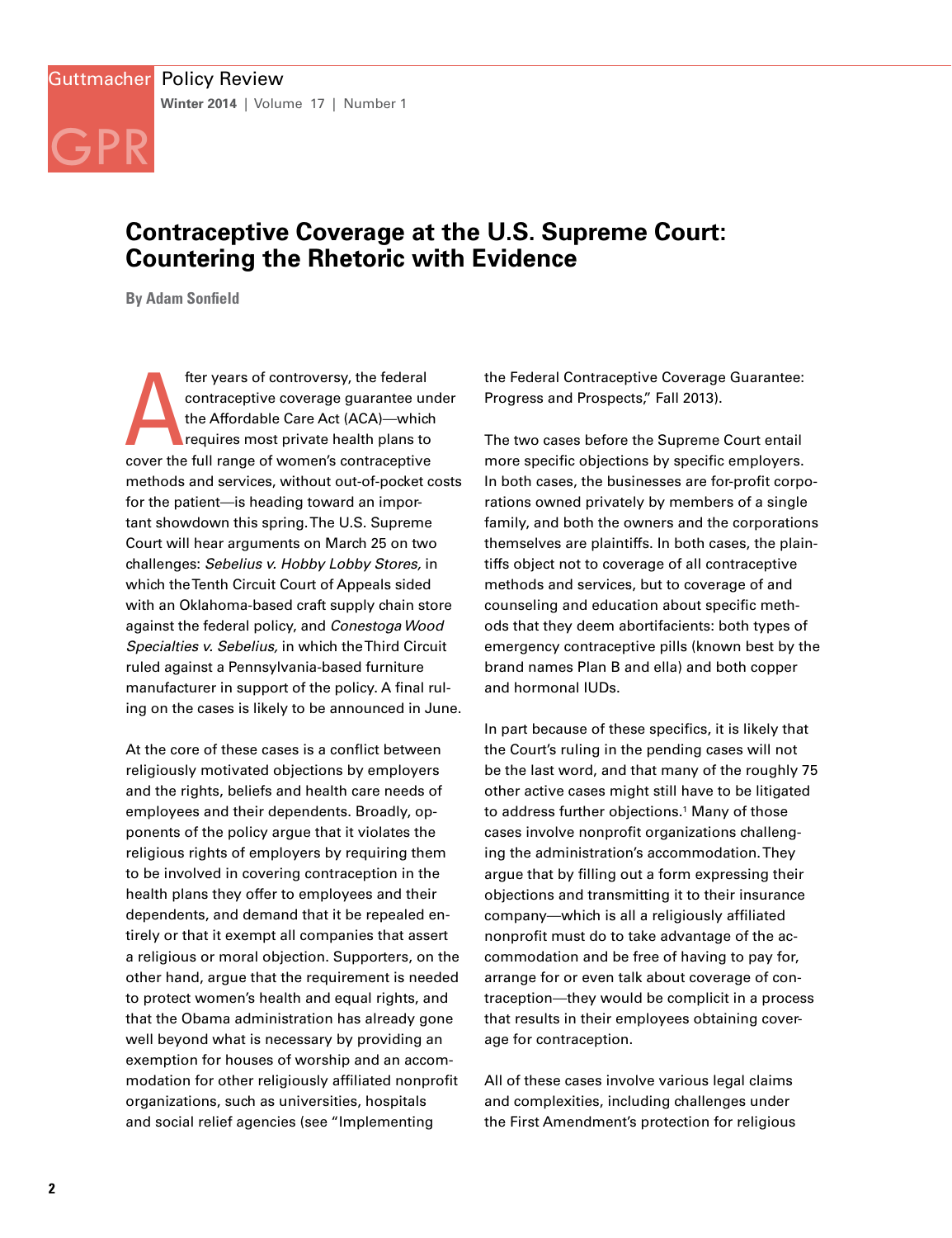# Contraceptive Coverage at the U.S. Supreme Court: Countering the Rhetoric with Evidence

**By Adam Sonfield**

After years of controversy, the federal contraceptive coverage guarantee under the Affordable Care Act (ACA)—which requires most private health plans to cover the full range of women's contraceptive methods and services, without out-of-pocket costs for the patient—is heading toward an important showdown this spring. The U.S. Supreme Court will hear arguments on March 25 on two challenges: *Sebelius v. Hobby Lobby Stores,* in which the Tenth Circuit Court of Appeals sided with an Oklahoma-based craft supply chain store against the federal policy, and *Conestoga Wood Specialties v. Sebelius,* in which the Third Circuit ruled against a Pennsylvania-based furniture manufacturer in support of the policy. A final ruling on the cases is likely to be announced in June.

At the core of these cases is a conflict between religiously motivated objections by employers and the rights, beliefs and health care needs of employees and their dependents. Broadly, opponents of the policy argue that it violates the religious rights of employers by requiring them to be involved in covering contraception in the health plans they offer to employees and their dependents, and demand that it be repealed entirely or that it exempt all companies that assert a religious or moral objection. Supporters, on the other hand, argue that the requirement is needed to protect women's health and equal rights, and that the Obama administration has already gone well beyond what is necessary by providing an exemption for houses of worship and an accommodation for other religiously affiliated nonprofit organizations, such as universities, hospitals and social relief agencies (see "Implementing the Federal Contraceptive Coverage Guarantee: Progress and Prospects," Fall 2013).

The two cases before the Supreme Court entail more specific objections by specific employers. In both cases, the businesses are for-profit corporations owned privately by members of a single family, and both the owners and the corporations themselves are plaintiffs. In both cases, the plaintiffs object not to coverage of all contraceptive methods and services, but to coverage of and counseling and education about specific methods that they deem abortifacients: both types of emergency contraceptive pills (known best by the brand names Plan B and ella) and both copper and hormonal IUDs.

In part because of these specifics, it is likely that the Court's ruling in the pending cases will not be the last word, and that many of the roughly 75 other active cases might still have to be litigated to address further objections.[1] Many of those cases involve nonprofit organizations challenging the administration's accommodation. They argue that by filling out a form expressing their objections and transmitting it to their insurance company—which is all a religiously affiliated nonprofit must do to take advantage of the accommodation and be free of having to pay for, arrange for or even talk about coverage of contraception—they would be complicit in a process that results in their employees obtaining coverage for contraception.

All of these cases involve various legal claims and complexities, including challenges under the First Amendment's protection for religious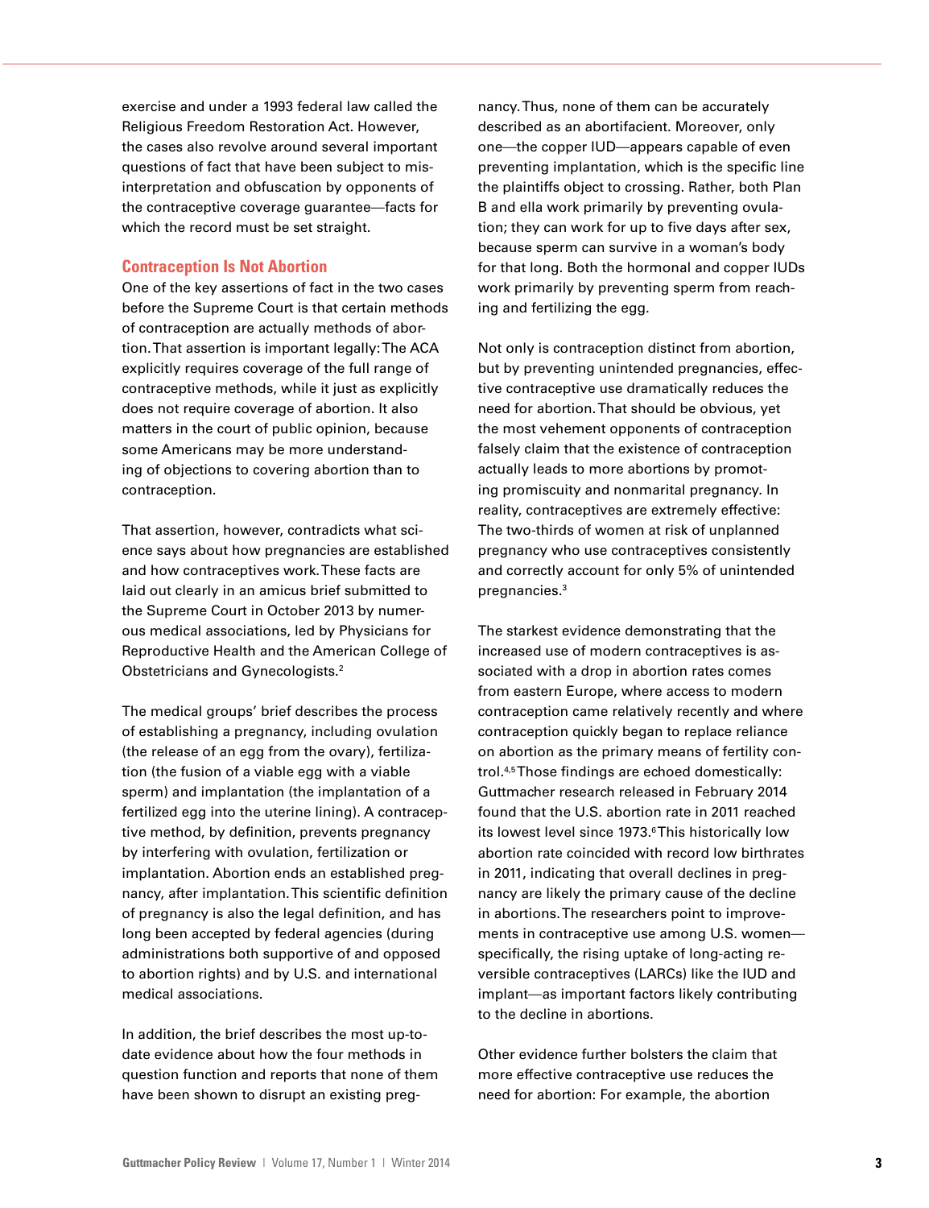exercise and under a 1993 federal law called the Religious Freedom Restoration Act. However, the cases also revolve around several important questions of fact that have been subject to misinterpretation and obfuscation by opponents of the contraceptive coverage guarantee—facts for which the record must be set straight.

## Contraception Is Not Abortion

One of the key assertions of fact in the two cases before the Supreme Court is that certain methods of contraception are actually methods of abortion. That assertion is important legally: The ACA explicitly requires coverage of the full range of contraceptive methods, while it just as explicitly does not require coverage of abortion. It also matters in the court of public opinion, because some Americans may be more understanding of objections to covering abortion than to contraception.

That assertion, however, contradicts what science says about how pregnancies are established and how contraceptives work. These facts are laid out clearly in an amicus brief submitted to the Supreme Court in October 2013 by numerous medical associations, led by Physicians for Reproductive Health and the American College of Obstetricians and Gynecologists.[2]

The medical groups' brief describes the process of establishing a pregnancy, including ovulation (the release of an egg from the ovary), fertilization (the fusion of a viable egg with a viable sperm) and implantation (the implantation of a fertilized egg into the uterine lining). A contraceptive method, by definition, prevents pregnancy by interfering with ovulation, fertilization or implantation. Abortion ends an established pregnancy, after implantation. This scientific definition of pregnancy is also the legal definition, and has long been accepted by federal agencies (during administrations both supportive of and opposed to abortion rights) and by U.S. and international medical associations.

In addition, the brief describes the most up-to-date evidence about how the four methods in question function and reports that none of them have been shown to disrupt an existing pregnancy. Thus, none of them can be accurately described as an abortifacient. Moreover, only one—the copper IUD—appears capable of even preventing implantation, which is the specific line the plaintiffs object to crossing. Rather, both Plan B and ella work primarily by preventing ovulation; they can work for up to five days after sex, because sperm can survive in a woman's body for that long. Both the hormonal and copper IUDs work primarily by preventing sperm from reaching and fertilizing the egg.

Not only is contraception distinct from abortion, but by preventing unintended pregnancies, effective contraceptive use dramatically reduces the need for abortion. That should be obvious, yet the most vehement opponents of contraception falsely claim that the existence of contraception actually leads to more abortions by promoting promiscuity and nonmarital pregnancy. In reality, contraceptives are extremely effective: The two-thirds of women at risk of unplanned pregnancy who use contraceptives consistently and correctly account for only 5% of unintended pregnancies.[3]

The starkest evidence demonstrating that the increased use of modern contraceptives is associated with a drop in abortion rates comes from eastern Europe, where access to modern contraception came relatively recently and where contraception quickly began to replace reliance on abortion as the primary means of fertility control.[4,5] Those findings are echoed domestically: Guttmacher research released in February 2014 found that the U.S. abortion rate in 2011 reached its lowest level since 1973.[6] This historically low abortion rate coincided with record low birthrates in 2011, indicating that overall declines in pregnancy are likely the primary cause of the decline in abortions. The researchers point to improvements in contraceptive use among U.S. women—specifically, the rising uptake of long-acting reversible contraceptives (LARCs) like the IUD and implant—as important factors likely contributing to the decline in abortions.

Other evidence further bolsters the claim that more effective contraceptive use reduces the need for abortion: For example, the abortion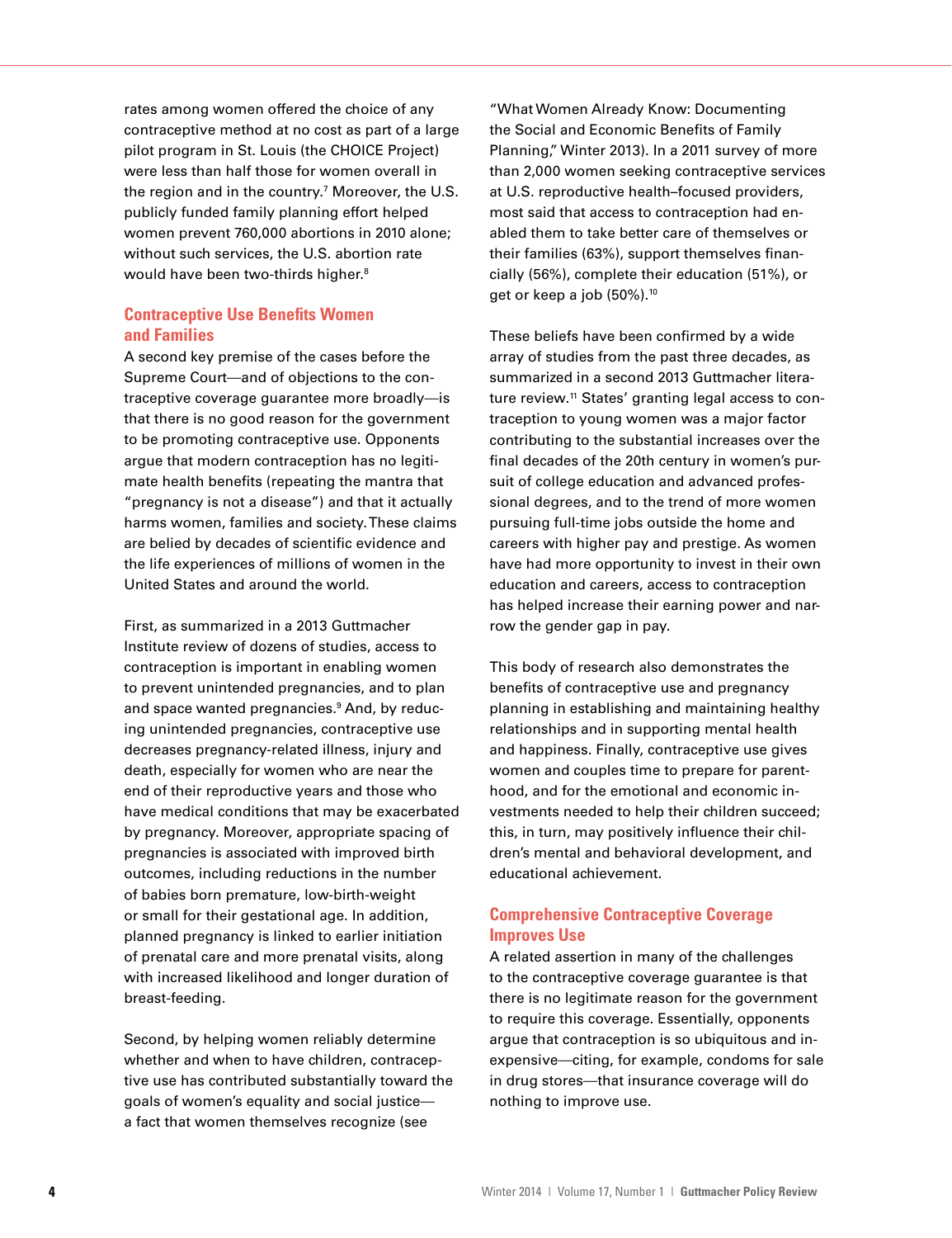rates among women offered the choice of any contraceptive method at no cost as part of a large pilot program in St. Louis (the CHOICE Project) were less than half those for women overall in the region and in the country.[7] Moreover, the U.S. publicly funded family planning effort helped women prevent 760,000 abortions in 2010 alone; without such services, the U.S. abortion rate would have been two-thirds higher.[8]

## Contraceptive Use Benefits Women and Families

A second key premise of the cases before the Supreme Court—and of objections to the contraceptive coverage guarantee more broadly—is that there is no good reason for the government to be promoting contraceptive use. Opponents argue that modern contraception has no legitimate health benefits (repeating the mantra that "pregnancy is not a disease") and that it actually harms women, families and society. These claims are belied by decades of scientific evidence and the life experiences of millions of women in the United States and around the world.

First, as summarized in a 2013 Guttmacher Institute review of dozens of studies, access to contraception is important in enabling women to prevent unintended pregnancies, and to plan and space wanted pregnancies.[9] And, by reducing unintended pregnancies, contraceptive use decreases pregnancy-related illness, injury and death, especially for women who are near the end of their reproductive years and those who have medical conditions that may be exacerbated by pregnancy. Moreover, appropriate spacing of pregnancies is associated with improved birth outcomes, including reductions in the number of babies born premature, low-birth-weight or small for their gestational age. In addition, planned pregnancy is linked to earlier initiation of prenatal care and more prenatal visits, along with increased likelihood and longer duration of breast-feeding.

Second, by helping women reliably determine whether and when to have children, contraceptive use has contributed substantially toward the goals of women's equality and social justice—a fact that women themselves recognize (see "What Women Already Know: Documenting the Social and Economic Benefits of Family Planning," Winter 2013). In a 2011 survey of more than 2,000 women seeking contraceptive services at U.S. reproductive health–focused providers, most said that access to contraception had enabled them to take better care of themselves or their families (63%), support themselves financially (56%), complete their education (51%), or get or keep a job (50%).[10]

These beliefs have been confirmed by a wide array of studies from the past three decades, as summarized in a second 2013 Guttmacher literature review.[11] States' granting legal access to contraception to young women was a major factor contributing to the substantial increases over the final decades of the 20th century in women's pursuit of college education and advanced professional degrees, and to the trend of more women pursuing full-time jobs outside the home and careers with higher pay and prestige. As women have had more opportunity to invest in their own education and careers, access to contraception has helped increase their earning power and narrow the gender gap in pay.

This body of research also demonstrates the benefits of contraceptive use and pregnancy planning in establishing and maintaining healthy relationships and in supporting mental health and happiness. Finally, contraceptive use gives women and couples time to prepare for parenthood, and for the emotional and economic investments needed to help their children succeed; this, in turn, may positively influence their children's mental and behavioral development, and educational achievement.

## Comprehensive Contraceptive Coverage Improves Use

A related assertion in many of the challenges to the contraceptive coverage guarantee is that there is no legitimate reason for the government to require this coverage. Essentially, opponents argue that contraception is so ubiquitous and inexpensive—citing, for example, condoms for sale in drug stores—that insurance coverage will do nothing to improve use.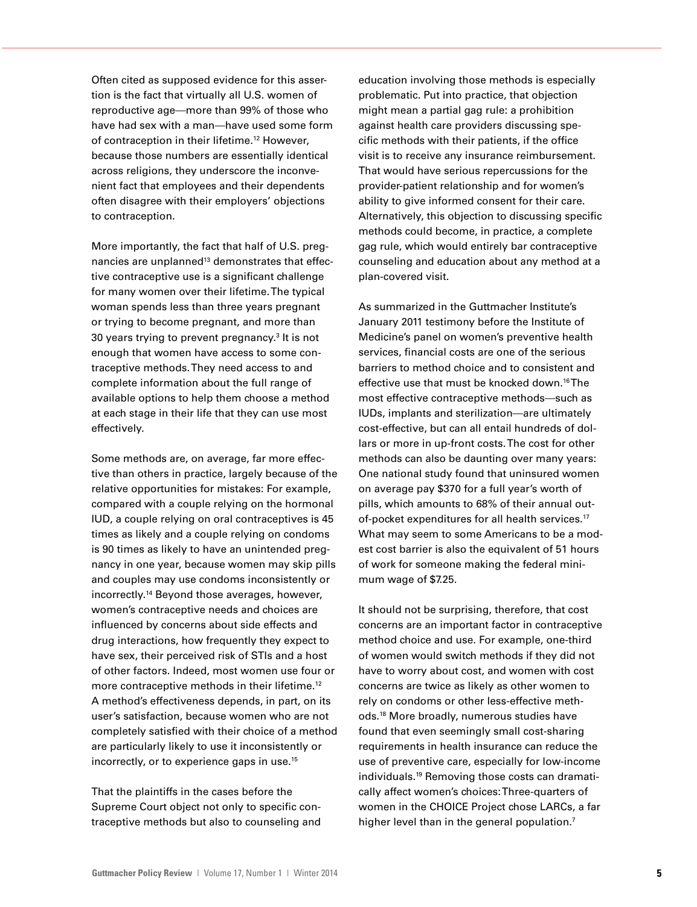Often cited as supposed evidence for this assertion is the fact that virtually all U.S. women of reproductive age—more than 99% of those who have had sex with a man—have used some form of contraception in their lifetime.[12] However, because those numbers are essentially identical across religions, they underscore the inconvenient fact that employees and their dependents often disagree with their employers' objections to contraception.

More importantly, the fact that half of U.S. pregnancies are unplanned[13] demonstrates that effective contraceptive use is a significant challenge for many women over their lifetime. The typical woman spends less than three years pregnant or trying to become pregnant, and more than 30 years trying to prevent pregnancy.[3] It is not enough that women have access to some contraceptive methods. They need access to and complete information about the full range of available options to help them choose a method at each stage in their life that they can use most effectively.

Some methods are, on average, far more effective than others in practice, largely because of the relative opportunities for mistakes: For example, compared with a couple relying on the hormonal IUD, a couple relying on oral contraceptives is 45 times as likely and a couple relying on condoms is 90 times as likely to have an unintended pregnancy in one year, because women may skip pills and couples may use condoms inconsistently or incorrectly.[14] Beyond those averages, however, women's contraceptive needs and choices are influenced by concerns about side effects and drug interactions, how frequently they expect to have sex, their perceived risk of STIs and a host of other factors. Indeed, most women use four or more contraceptive methods in their lifetime.[12] A method's effectiveness depends, in part, on its user's satisfaction, because women who are not completely satisfied with their choice of a method are particularly likely to use it inconsistently or incorrectly, or to experience gaps in use.[15]

That the plaintiffs in the cases before the Supreme Court object not only to specific contraceptive methods but also to counseling and education involving those methods is especially problematic. Put into practice, that objection might mean a partial gag rule: a prohibition against health care providers discussing specific methods with their patients, if the office visit is to receive any insurance reimbursement. That would have serious repercussions for the provider-patient relationship and for women's ability to give informed consent for their care. Alternatively, this objection to discussing specific methods could become, in practice, a complete gag rule, which would entirely bar contraceptive counseling and education about any method at a plan-covered visit.

As summarized in the Guttmacher Institute's January 2011 testimony before the Institute of Medicine's panel on women's preventive health services, financial costs are one of the serious barriers to method choice and to consistent and effective use that must be knocked down.[16] The most effective contraceptive methods—such as IUDs, implants and sterilization—are ultimately cost-effective, but can all entail hundreds of dollars or more in up-front costs. The cost for other methods can also be daunting over many years: One national study found that uninsured women on average pay $370 for a full year's worth of pills, which amounts to 68% of their annual out-of-pocket expenditures for all health services.[17] What may seem to some Americans to be a modest cost barrier is also the equivalent of 51 hours of work for someone making the federal minimum wage of $7.25.

It should not be surprising, therefore, that cost concerns are an important factor in contraceptive method choice and use. For example, one-third of women would switch methods if they did not have to worry about cost, and women with cost concerns are twice as likely as other women to rely on condoms or other less-effective methods.[18] More broadly, numerous studies have found that even seemingly small cost-sharing requirements in health insurance can reduce the use of preventive care, especially for low-income individuals.[19] Removing those costs can dramatically affect women's choices: Three-quarters of women in the CHOICE Project chose LARCs, a far higher level than in the general population.[7]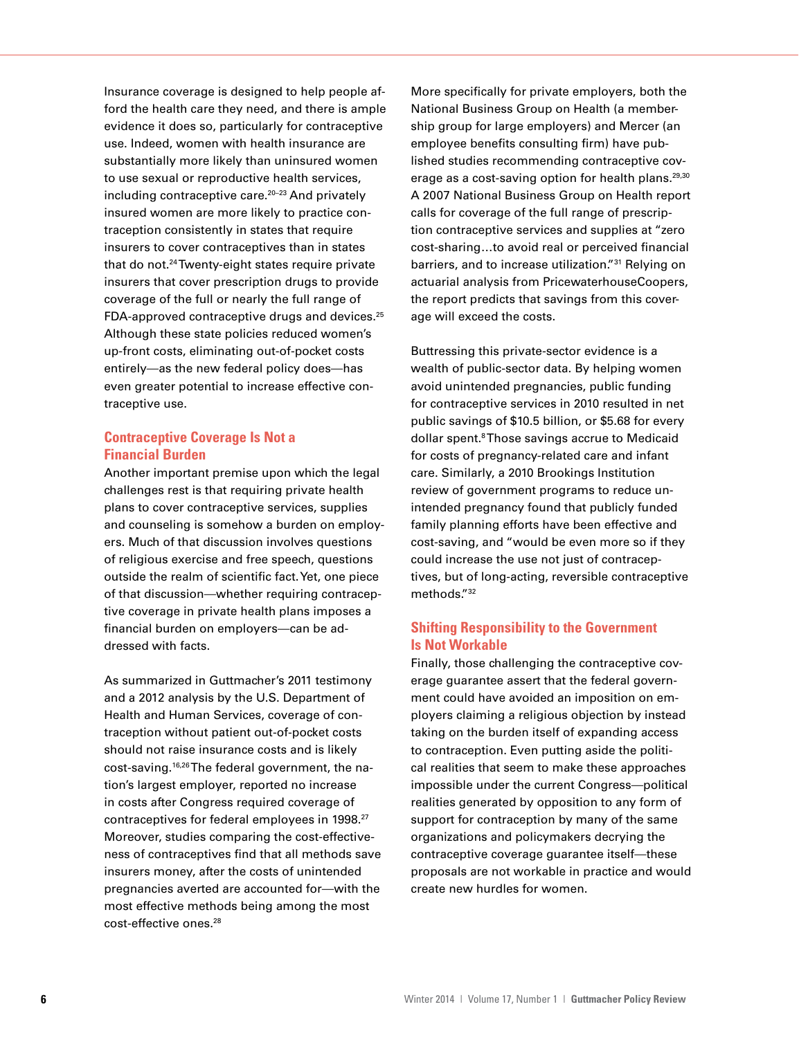Insurance coverage is designed to help people afford the health care they need, and there is ample evidence it does so, particularly for contraceptive use. Indeed, women with health insurance are substantially more likely than uninsured women to use sexual or reproductive health services, including contraceptive care.[20–23] And privately insured women are more likely to practice contraception consistently in states that require insurers to cover contraceptives than in states that do not.[24] Twenty-eight states require private insurers that cover prescription drugs to provide coverage of the full or nearly the full range of FDA-approved contraceptive drugs and devices.[25] Although these state policies reduced women's up-front costs, eliminating out-of-pocket costs entirely—as the new federal policy does—has even greater potential to increase effective contraceptive use.

## Contraceptive Coverage Is Not a Financial Burden

Another important premise upon which the legal challenges rest is that requiring private health plans to cover contraceptive services, supplies and counseling is somehow a burden on employers. Much of that discussion involves questions of religious exercise and free speech, questions outside the realm of scientific fact. Yet, one piece of that discussion—whether requiring contraceptive coverage in private health plans imposes a financial burden on employers—can be addressed with facts.

As summarized in Guttmacher's 2011 testimony and a 2012 analysis by the U.S. Department of Health and Human Services, coverage of contraception without patient out-of-pocket costs should not raise insurance costs and is likely cost-saving.[16,26] The federal government, the nation's largest employer, reported no increase in costs after Congress required coverage of contraceptives for federal employees in 1998.[27] Moreover, studies comparing the cost-effectiveness of contraceptives find that all methods save insurers money, after the costs of unintended pregnancies averted are accounted for—with the most effective methods being among the most cost-effective ones.[28]

More specifically for private employers, both the National Business Group on Health (a membership group for large employers) and Mercer (an employee benefits consulting firm) have published studies recommending contraceptive coverage as a cost-saving option for health plans.[29,30] A 2007 National Business Group on Health report calls for coverage of the full range of prescription contraceptive services and supplies at "zero cost-sharing…to avoid real or perceived financial barriers, and to increase utilization."[31] Relying on actuarial analysis from PricewaterhouseCoopers, the report predicts that savings from this coverage will exceed the costs.

Buttressing this private-sector evidence is a wealth of public-sector data. By helping women avoid unintended pregnancies, public funding for contraceptive services in 2010 resulted in net public savings of $10.5 billion, or $5.68 for every dollar spent.[8] Those savings accrue to Medicaid for costs of pregnancy-related care and infant care. Similarly, a 2010 Brookings Institution review of government programs to reduce unintended pregnancy found that publicly funded family planning efforts have been effective and cost-saving, and "would be even more so if they could increase the use not just of contraceptives, but of long-acting, reversible contraceptive methods."[32]

## Shifting Responsibility to the Government Is Not Workable

Finally, those challenging the contraceptive coverage guarantee assert that the federal government could have avoided an imposition on employers claiming a religious objection by instead taking on the burden itself of expanding access to contraception. Even putting aside the political realities that seem to make these approaches impossible under the current Congress—political realities generated by opposition to any form of support for contraception by many of the same organizations and policymakers decrying the contraceptive coverage guarantee itself—these proposals are not workable in practice and would create new hurdles for women.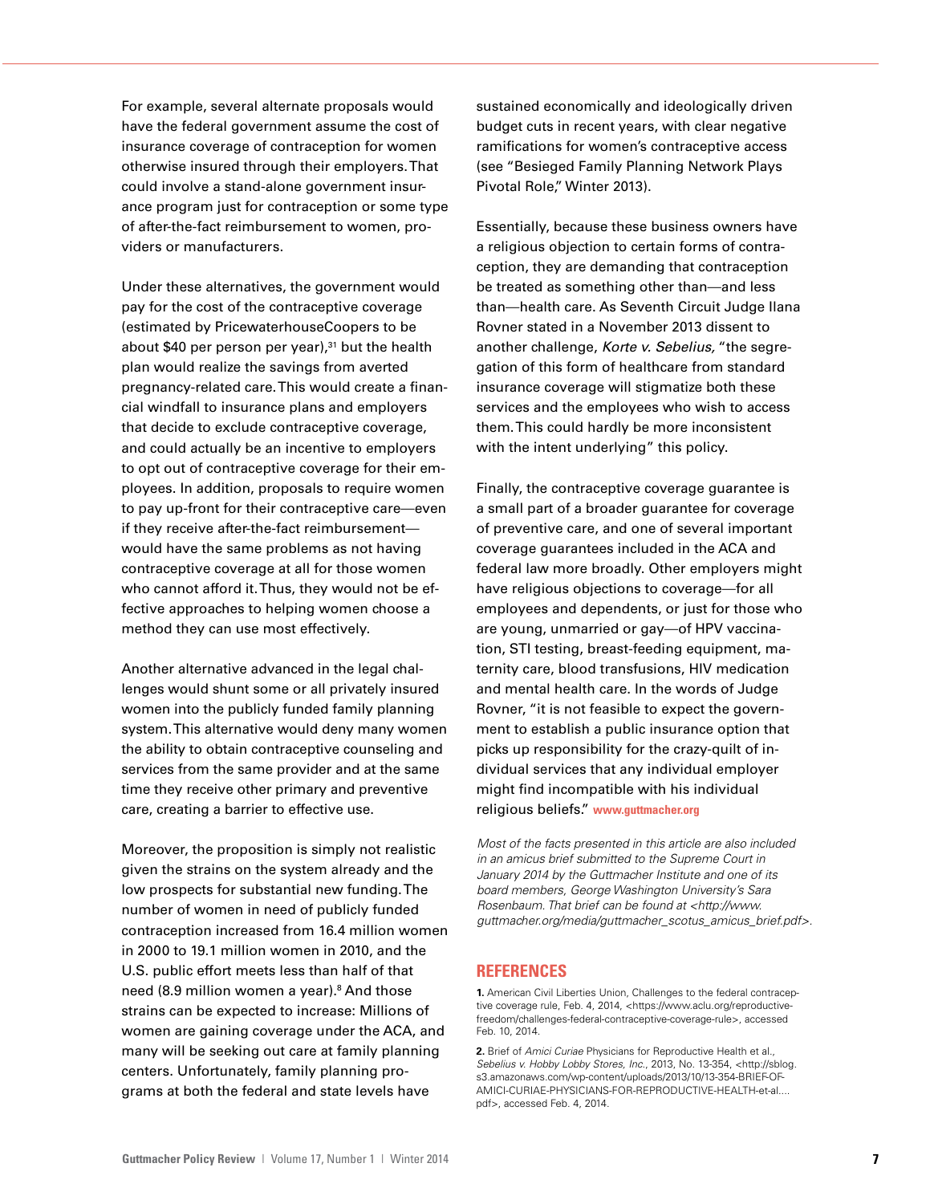For example, several alternate proposals would have the federal government assume the cost of insurance coverage of contraception for women otherwise insured through their employers. That could involve a stand-alone government insurance program just for contraception or some type of after-the-fact reimbursement to women, providers or manufacturers.

Under these alternatives, the government would pay for the cost of the contraceptive coverage (estimated by PricewaterhouseCoopers to be about $40 per person per year),[31] but the health plan would realize the savings from averted pregnancy-related care. This would create a financial windfall to insurance plans and employers that decide to exclude contraceptive coverage, and could actually be an incentive to employers to opt out of contraceptive coverage for their employees. In addition, proposals to require women to pay up-front for their contraceptive care—even if they receive after-the-fact reimbursement—would have the same problems as not having contraceptive coverage at all for those women who cannot afford it. Thus, they would not be effective approaches to helping women choose a method they can use most effectively.

Another alternative advanced in the legal challenges would shunt some or all privately insured women into the publicly funded family planning system. This alternative would deny many women the ability to obtain contraceptive counseling and services from the same provider and at the same time they receive other primary and preventive care, creating a barrier to effective use.

Moreover, the proposition is simply not realistic given the strains on the system already and the low prospects for substantial new funding. The number of women in need of publicly funded contraception increased from 16.4 million women in 2000 to 19.1 million women in 2010, and the U.S. public effort meets less than half of that need (8.9 million women a year).[8] And those strains can be expected to increase: Millions of women are gaining coverage under the ACA, and many will be seeking out care at family planning centers. Unfortunately, family planning programs at both the federal and state levels have sustained economically and ideologically driven budget cuts in recent years, with clear negative ramifications for women's contraceptive access (see "Besieged Family Planning Network Plays Pivotal Role," Winter 2013).

Essentially, because these business owners have a religious objection to certain forms of contraception, they are demanding that contraception be treated as something other than—and less than—health care. As Seventh Circuit Judge Ilana Rovner stated in a November 2013 dissent to another challenge, *Korte v. Sebelius,* "the segregation of this form of healthcare from standard insurance coverage will stigmatize both these services and the employees who wish to access them. This could hardly be more inconsistent with the intent underlying" this policy.

Finally, the contraceptive coverage guarantee is a small part of a broader guarantee for coverage of preventive care, and one of several important coverage guarantees included in the ACA and federal law more broadly. Other employers might have religious objections to coverage—for all employees and dependents, or just for those who are young, unmarried or gay—of HPV vaccination, STI testing, breast-feeding equipment, maternity care, blood transfusions, HIV medication and mental health care. In the words of Judge Rovner, "it is not feasible to expect the government to establish a public insurance option that picks up responsibility for the crazy-quilt of individual services that any individual employer might find incompatible with his individual religious beliefs." **www.guttmacher.org**

*Most of the facts presented in this article are also included in an amicus brief submitted to the Supreme Court in January 2014 by the Guttmacher Institute and one of its board members, George Washington University's Sara Rosenbaum. That brief can be found at <http://www.guttmacher.org/media/guttmacher_scotus_amicus_brief.pdf>.*

## REFERENCES

**1.** American Civil Liberties Union, Challenges to the federal contraceptive coverage rule, Feb. 4, 2014, <https://www.aclu.org/reproductive-freedom/challenges-federal-contraceptive-coverage-rule>, accessed Feb. 10, 2014.

**2.** Brief of *Amici Curiae* Physicians for Reproductive Health et al., *Sebelius v. Hobby Lobby Stores, Inc.*, 2013, No. 13-354, <http://sblog.s3.amazonaws.com/wp-content/uploads/2013/10/13-354-BRIEF-OF-AMICI-CURIAE-PHYSICIANS-FOR-REPRODUCTIVE-HEALTH-et-al....pdf>, accessed Feb. 4, 2014.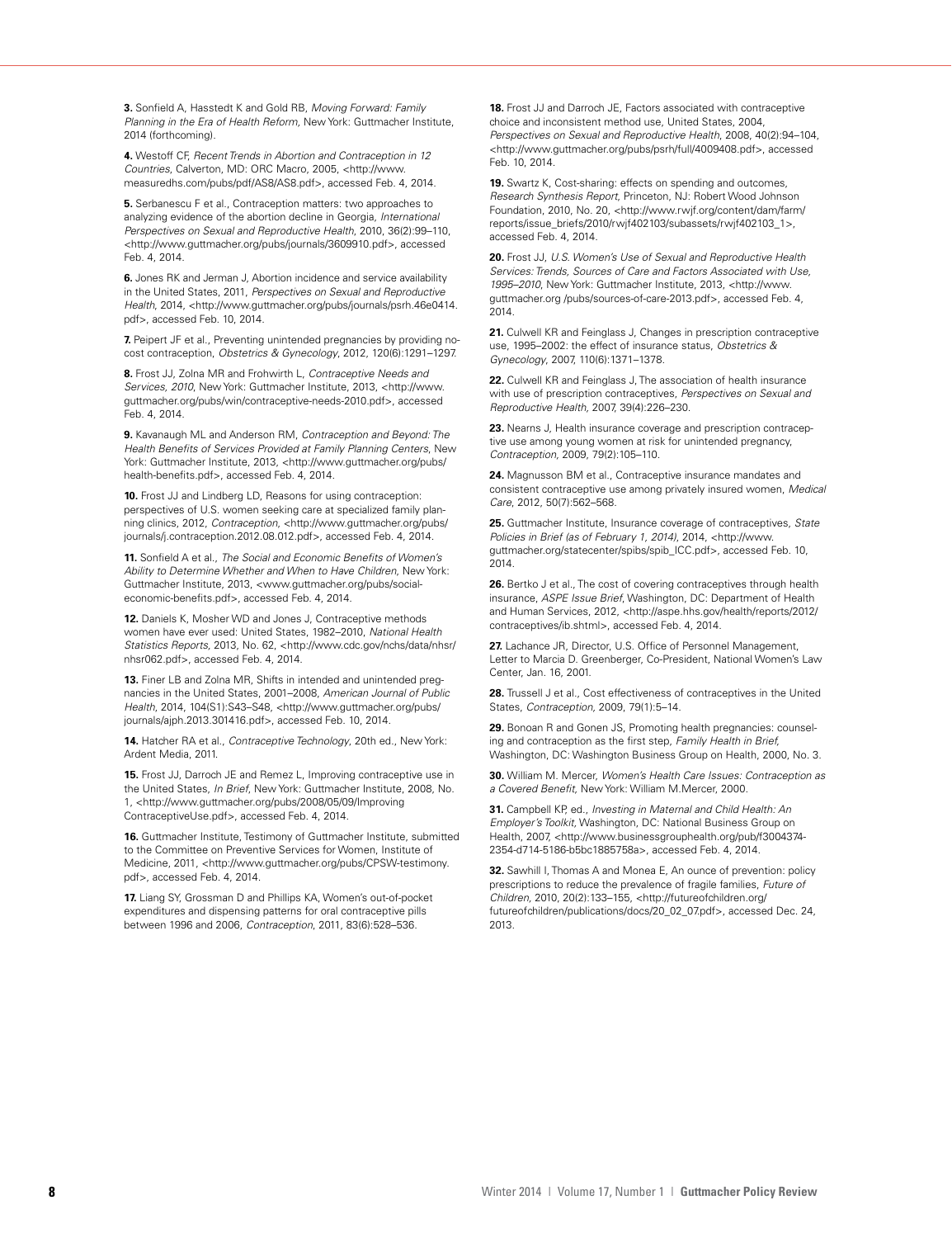**3.** Sonfield A, Hasstedt K and Gold RB, *Moving Forward: Family Planning in the Era of Health Reform,* New York: Guttmacher Institute, 2014 (forthcoming).

**4.** Westoff CF, *Recent Trends in Abortion and Contraception in 12 Countries,* Calverton, MD: ORC Macro, 2005, <http://www.measuredhs.com/pubs/pdf/AS8/AS8.pdf>, accessed Feb. 4, 2014.

**5.** Serbanescu F et al., Contraception matters: two approaches to analyzing evidence of the abortion decline in Georgia, *International Perspectives on Sexual and Reproductive Health*, 2010, 36(2):99–110, <http://www.guttmacher.org/pubs/journals/3609910.pdf>, accessed Feb. 4, 2014.

**6.** Jones RK and Jerman J, Abortion incidence and service availability in the United States, 2011, *Perspectives on Sexual and Reproductive Health*, 2014, <http://www.guttmacher.org/pubs/journals/psrh.46e0414.pdf>, accessed Feb. 10, 2014.

**7.** Peipert JF et al., Preventing unintended pregnancies by providing no-cost contraception, *Obstetrics & Gynecology*, 2012, 120(6):1291–1297.

**8.** Frost JJ, Zolna MR and Frohwirth L, *Contraceptive Needs and Services, 2010*, New York: Guttmacher Institute, 2013, <http://www.guttmacher.org/pubs/win/contraceptive-needs-2010.pdf>, accessed Feb. 4, 2014.

**9.** Kavanaugh ML and Anderson RM, *Contraception and Beyond: The Health Benefits of Services Provided at Family Planning Centers*, New York: Guttmacher Institute, 2013, <http://www.guttmacher.org/pubs/health-benefits.pdf>, accessed Feb. 4, 2014.

**10.** Frost JJ and Lindberg LD, Reasons for using contraception: perspectives of U.S. women seeking care at specialized family planning clinics, 2012, *Contraception*, <http://www.guttmacher.org/pubs/journals/j.contraception.2012.08.012.pdf>, accessed Feb. 4, 2014.

**11.** Sonfield A et al., *The Social and Economic Benefits of Women's Ability to Determine Whether and When to Have Children,* New York: Guttmacher Institute, 2013, <www.guttmacher.org/pubs/social-economic-benefits.pdf>, accessed Feb. 4, 2014.

**12.** Daniels K, Mosher WD and Jones J, Contraceptive methods women have ever used: United States, 1982–2010, *National Health Statistics Reports,* 2013, No. 62, <http://www.cdc.gov/nchs/data/nhsr/nhsr062.pdf>, accessed Feb. 4, 2014.

**13.** Finer LB and Zolna MR, Shifts in intended and unintended pregnancies in the United States, 2001–2008, *American Journal of Public Health*, 2014, 104(S1):S43–S48, <http://www.guttmacher.org/pubs/journals/ajph.2013.301416.pdf>, accessed Feb. 10, 2014.

**14.** Hatcher RA et al., *Contraceptive Technology*, 20th ed., New York: Ardent Media, 2011.

**15.** Frost JJ, Darroch JE and Remez L, Improving contraceptive use in the United States, *In Brief*, New York: Guttmacher Institute, 2008, No. 1, <http://www.guttmacher.org/pubs/2008/05/09/ImprovingContraceptiveUse.pdf>, accessed Feb. 4, 2014.

**16.** Guttmacher Institute, Testimony of Guttmacher Institute, submitted to the Committee on Preventive Services for Women, Institute of Medicine, 2011, <http://www.guttmacher.org/pubs/CPSW-testimony.pdf>, accessed Feb. 4, 2014.

**17.** Liang SY, Grossman D and Phillips KA, Women's out-of-pocket expenditures and dispensing patterns for oral contraceptive pills between 1996 and 2006, *Contraception*, 2011, 83(6):528–536.

**18.** Frost JJ and Darroch JE, Factors associated with contraceptive choice and inconsistent method use, United States, 2004, *Perspectives on Sexual and Reproductive Health*, 2008, 40(2):94–104, <http://www.guttmacher.org/pubs/psrh/full/4009408.pdf>, accessed Feb. 10, 2014.

**19.** Swartz K, Cost-sharing: effects on spending and outcomes, *Research Synthesis Report,* Princeton, NJ: Robert Wood Johnson Foundation, 2010, No. 20, <http://www.rwjf.org/content/dam/farm/reports/issue_briefs/2010/rwjf402103/subassets/rwjf402103_1>, accessed Feb. 4, 2014.

**20.** Frost JJ, *U.S. Women's Use of Sexual and Reproductive Health Services: Trends, Sources of Care and Factors Associated with Use, 1995–2010*, New York: Guttmacher Institute, 2013, <http://www.guttmacher.org /pubs/sources-of-care-2013.pdf>, accessed Feb. 4, 2014.

**21.** Culwell KR and Feinglass J, Changes in prescription contraceptive use, 1995–2002: the effect of insurance status, *Obstetrics & Gynecology*, 2007, 110(6):1371–1378.

**22.** Culwell KR and Feinglass J, The association of health insurance with use of prescription contraceptives, *Perspectives on Sexual and Reproductive Health,* 2007, 39(4):226–230.

**23.** Nearns J, Health insurance coverage and prescription contraceptive use among young women at risk for unintended pregnancy, *Contraception,* 2009, 79(2):105–110.

**24.** Magnusson BM et al., Contraceptive insurance mandates and consistent contraceptive use among privately insured women, *Medical Care*, 2012, 50(7):562–568.

**25.** Guttmacher Institute, Insurance coverage of contraceptives, *State Policies in Brief (as of February 1, 2014)*, 2014, <http://www.guttmacher.org/statecenter/spibs/spib_ICC.pdf>, accessed Feb. 10, 2014.

**26.** Bertko J et al., The cost of covering contraceptives through health insurance, *ASPE Issue Brief*, Washington, DC: Department of Health and Human Services, 2012, <http://aspe.hhs.gov/health/reports/2012/contraceptives/ib.shtml>, accessed Feb. 4, 2014.

**27.** Lachance JR, Director, U.S. Office of Personnel Management, Letter to Marcia D. Greenberger, Co-President, National Women's Law Center, Jan. 16, 2001.

**28.** Trussell J et al., Cost effectiveness of contraceptives in the United States, *Contraception,* 2009, 79(1):5–14.

**29.** Bonoan R and Gonen JS, Promoting health pregnancies: counseling and contraception as the first step, *Family Health in Brief,* Washington, DC: Washington Business Group on Health, 2000, No. 3.

**30.** William M. Mercer, *Women's Health Care Issues: Contraception as a Covered Benefit,* New York: William M.Mercer, 2000.

**31.** Campbell KP, ed., *Investing in Maternal and Child Health: An Employer's Toolkit,* Washington, DC: National Business Group on Health, 2007, <http://www.businessgrouphealth.org/pub/f3004374-2354-d714-5186-b5bc1885758a>, accessed Feb. 4, 2014.

**32.** Sawhill I, Thomas A and Monea E, An ounce of prevention: policy prescriptions to reduce the prevalence of fragile families, *Future of Children,* 2010, 20(2):133–155, <http://futureofchildren.org/futureofchildren/publications/docs/20_02_07.pdf>, accessed Dec. 24, 2013.